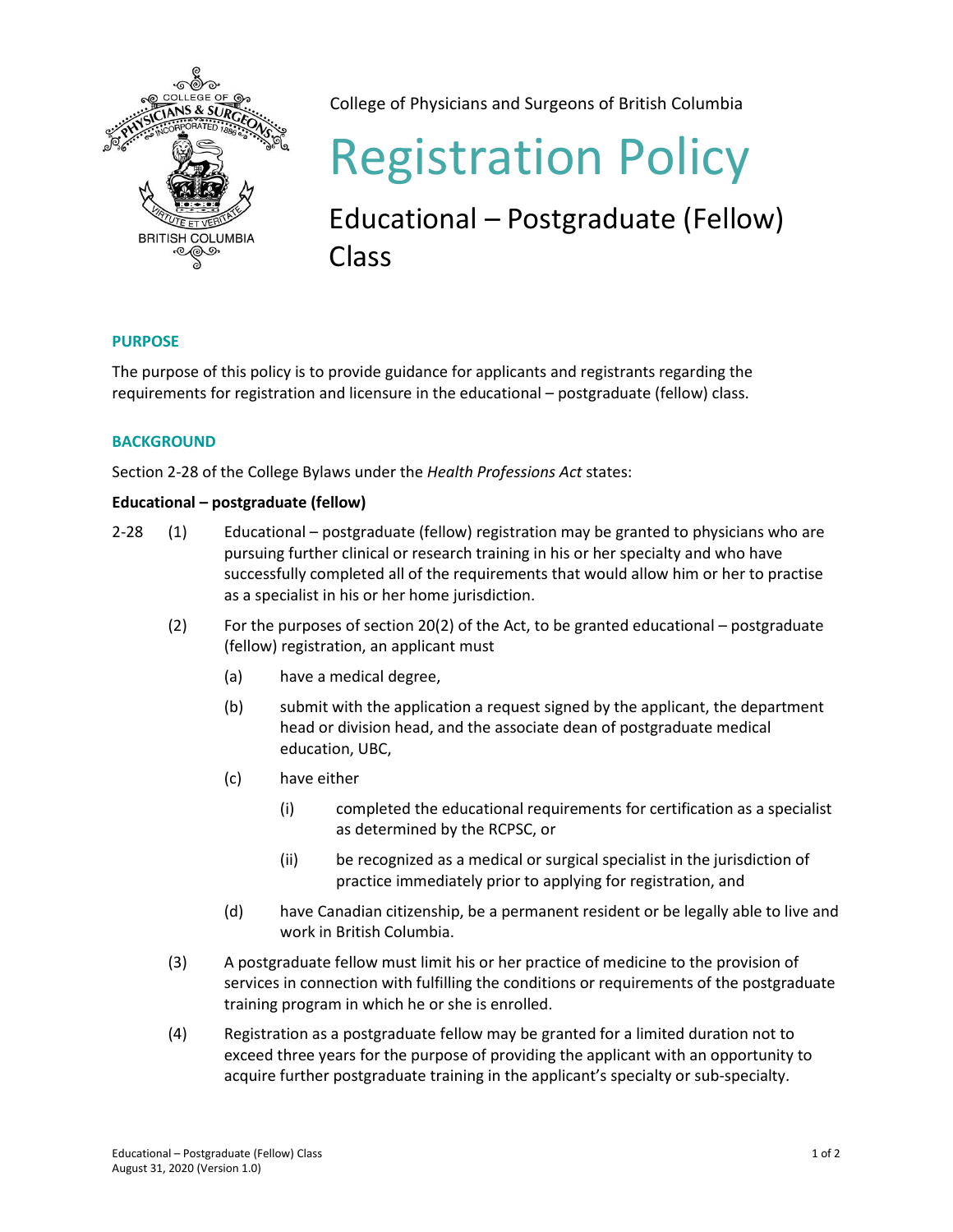College of Physicians and Surgeons of British Columbia

# Registration Policy

## Educational – Postgraduate (Fellow) Class

### PURPOSE

The purpose of this policy is to provide guidance for applicants and registrants regarding the requirements for registration and licensure in the educational – postgraduate (fellow) class.

### BACKGROUND

Section 2-28 of the College Bylaws under the *Health Professions Act* states:

**Educational – postgraduate (fellow)**

2-28 (1) Educational – postgraduate (fellow) registration may be granted to physicians who are pursuing further clinical or research training in his or her specialty and who have successfully completed all of the requirements that would allow him or her to practise as a specialist in his or her home jurisdiction.

(2) For the purposes of section 20(2) of the Act, to be granted educational – postgraduate (fellow) registration, an applicant must

- (a) have a medical degree,
- (b) submit with the application a request signed by the applicant, the department head or division head, and the associate dean of postgraduate medical education, UBC,
- (c) have either
  - (i) completed the educational requirements for certification as a specialist as determined by the RCPSC, or
  - (ii) be recognized as a medical or surgical specialist in the jurisdiction of practice immediately prior to applying for registration, and
- (d) have Canadian citizenship, be a permanent resident or be legally able to live and work in British Columbia.

(3) A postgraduate fellow must limit his or her practice of medicine to the provision of services in connection with fulfilling the conditions or requirements of the postgraduate training program in which he or she is enrolled.

(4) Registration as a postgraduate fellow may be granted for a limited duration not to exceed three years for the purpose of providing the applicant with an opportunity to acquire further postgraduate training in the applicant's specialty or sub-specialty.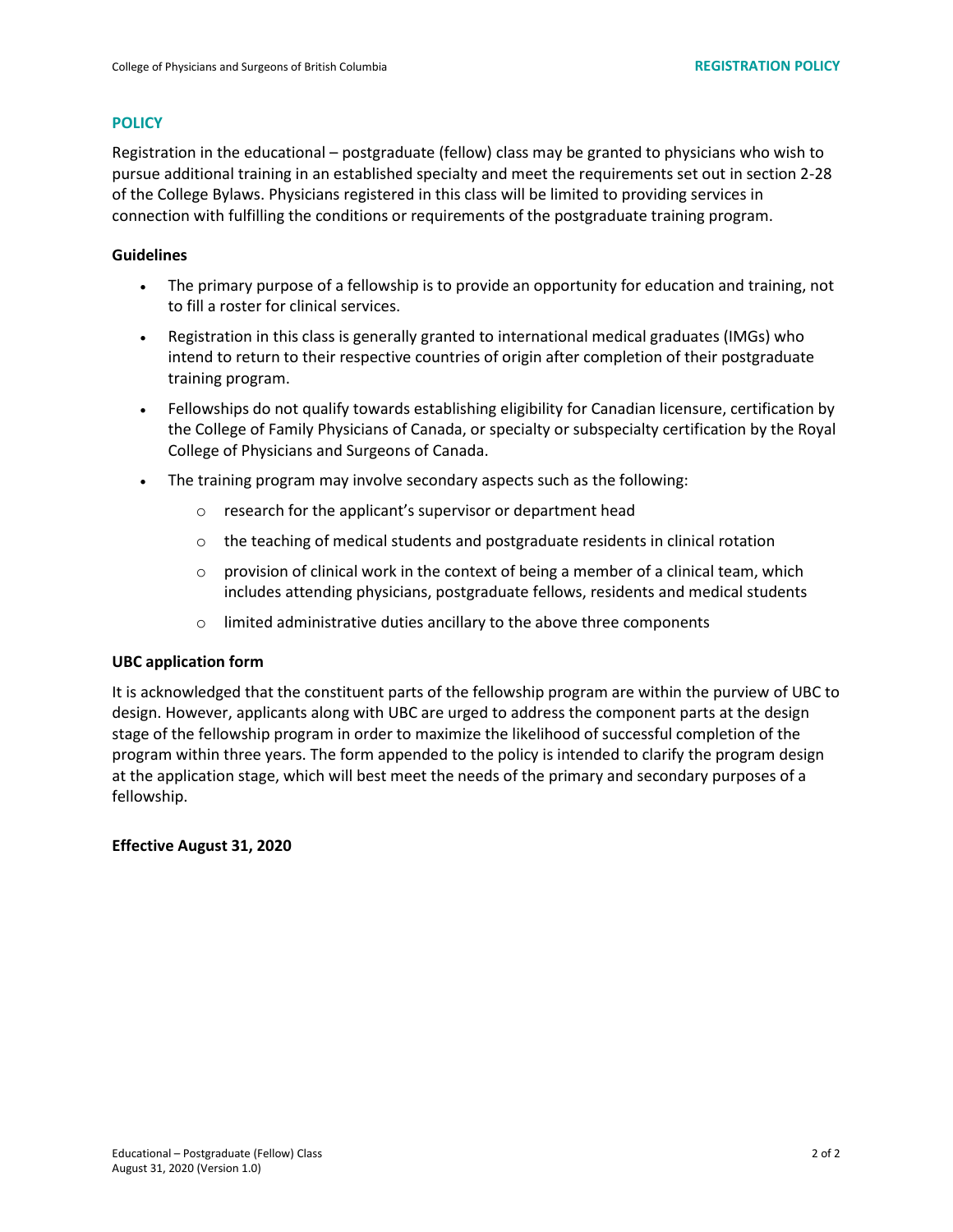## POLICY

Registration in the educational – postgraduate (fellow) class may be granted to physicians who wish to pursue additional training in an established specialty and meet the requirements set out in section 2-28 of the College Bylaws. Physicians registered in this class will be limited to providing services in connection with fulfilling the conditions or requirements of the postgraduate training program.

### Guidelines

- The primary purpose of a fellowship is to provide an opportunity for education and training, not to fill a roster for clinical services.
- Registration in this class is generally granted to international medical graduates (IMGs) who intend to return to their respective countries of origin after completion of their postgraduate training program.
- Fellowships do not qualify towards establishing eligibility for Canadian licensure, certification by the College of Family Physicians of Canada, or specialty or subspecialty certification by the Royal College of Physicians and Surgeons of Canada.
- The training program may involve secondary aspects such as the following:
  - research for the applicant's supervisor or department head
  - the teaching of medical students and postgraduate residents in clinical rotation
  - provision of clinical work in the context of being a member of a clinical team, which includes attending physicians, postgraduate fellows, residents and medical students
  - limited administrative duties ancillary to the above three components

### UBC application form

It is acknowledged that the constituent parts of the fellowship program are within the purview of UBC to design. However, applicants along with UBC are urged to address the component parts at the design stage of the fellowship program in order to maximize the likelihood of successful completion of the program within three years. The form appended to the policy is intended to clarify the program design at the application stage, which will best meet the needs of the primary and secondary purposes of a fellowship.

**Effective August 31, 2020**